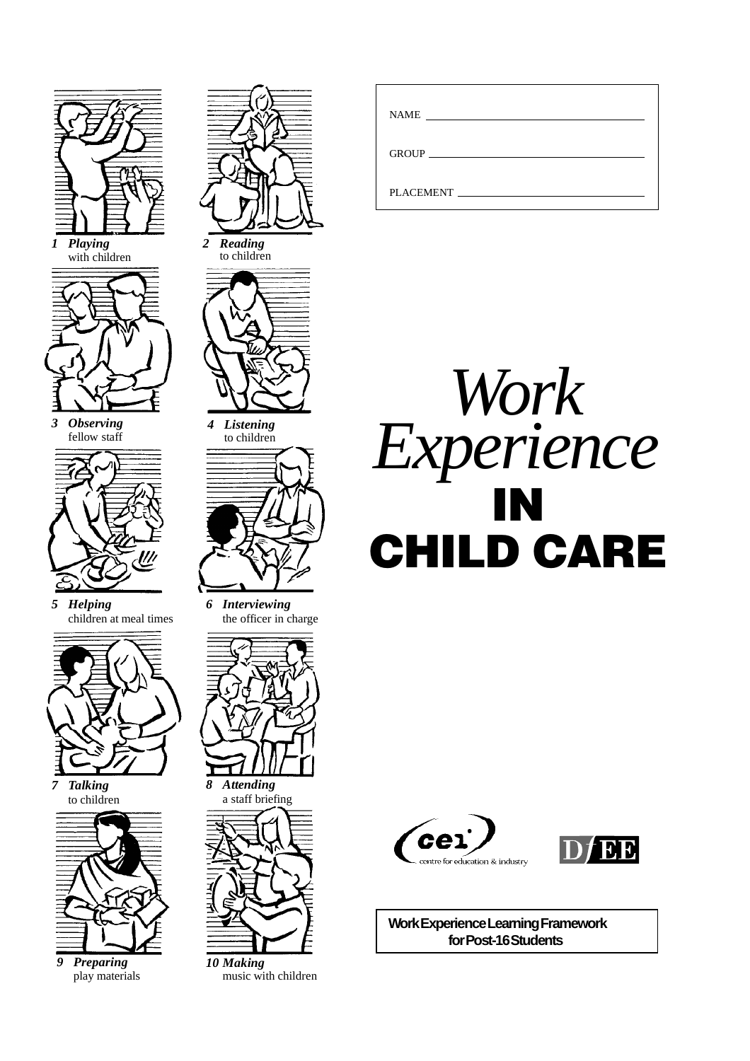NAME ______________________

GROUP ______________________

PLACEMENT ______________________

# *Work Experience* IN CHILD CARE

1 ***Playing*** with children

2 ***Reading*** to children

3 ***Observing*** fellow staff

4 ***Listening*** to children

5 ***Helping*** children at meal times

6 ***Interviewing*** the officer in charge

7 ***Talking*** to children

8 ***Attending*** a staff briefing

9 ***Preparing*** play materials

10 ***Making*** music with children

cei centre for education & industry

DfEE

**Work Experience Learning Framework for Post-16 Students**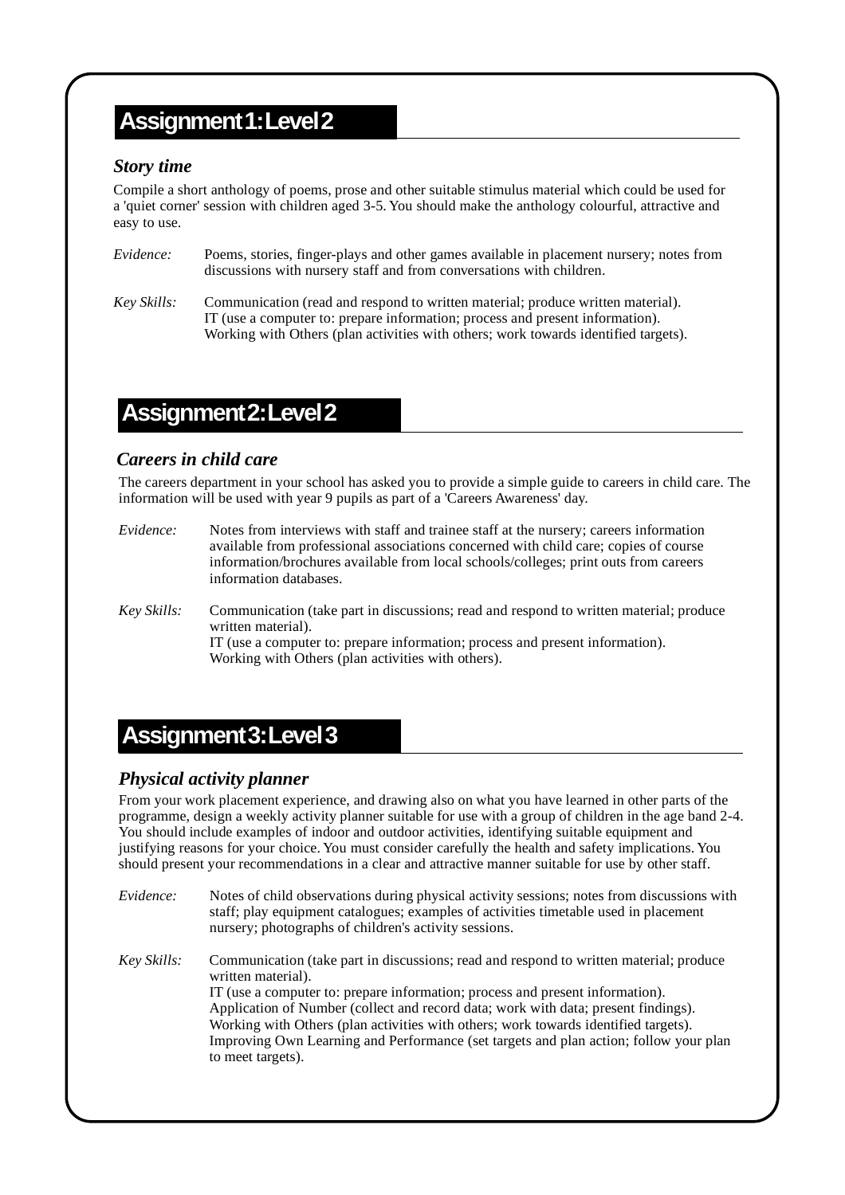## Assignment 1: Level 2

### *Story time*

Compile a short anthology of poems, prose and other suitable stimulus material which could be used for a 'quiet corner' session with children aged 3-5. You should make the anthology colourful, attractive and easy to use.

*Evidence:* Poems, stories, finger-plays and other games available in placement nursery; notes from discussions with nursery staff and from conversations with children.

*Key Skills:* Communication (read and respond to written material; produce written material).
IT (use a computer to: prepare information; process and present information).
Working with Others (plan activities with others; work towards identified targets).

## Assignment 2: Level 2

### *Careers in child care*

The careers department in your school has asked you to provide a simple guide to careers in child care. The information will be used with year 9 pupils as part of a 'Careers Awareness' day.

*Evidence:* Notes from interviews with staff and trainee staff at the nursery; careers information available from professional associations concerned with child care; copies of course information/brochures available from local schools/colleges; print outs from careers information databases.

*Key Skills:* Communication (take part in discussions; read and respond to written material; produce written material).
IT (use a computer to: prepare information; process and present information).
Working with Others (plan activities with others).

## Assignment 3: Level 3

### *Physical activity planner*

From your work placement experience, and drawing also on what you have learned in other parts of the programme, design a weekly activity planner suitable for use with a group of children in the age band 2-4. You should include examples of indoor and outdoor activities, identifying suitable equipment and justifying reasons for your choice. You must consider carefully the health and safety implications. You should present your recommendations in a clear and attractive manner suitable for use by other staff.

*Evidence:* Notes of child observations during physical activity sessions; notes from discussions with staff; play equipment catalogues; examples of activities timetable used in placement nursery; photographs of children's activity sessions.

*Key Skills:* Communication (take part in discussions; read and respond to written material; produce written material).
IT (use a computer to: prepare information; process and present information).
Application of Number (collect and record data; work with data; present findings).
Working with Others (plan activities with others; work towards identified targets).
Improving Own Learning and Performance (set targets and plan action; follow your plan to meet targets).